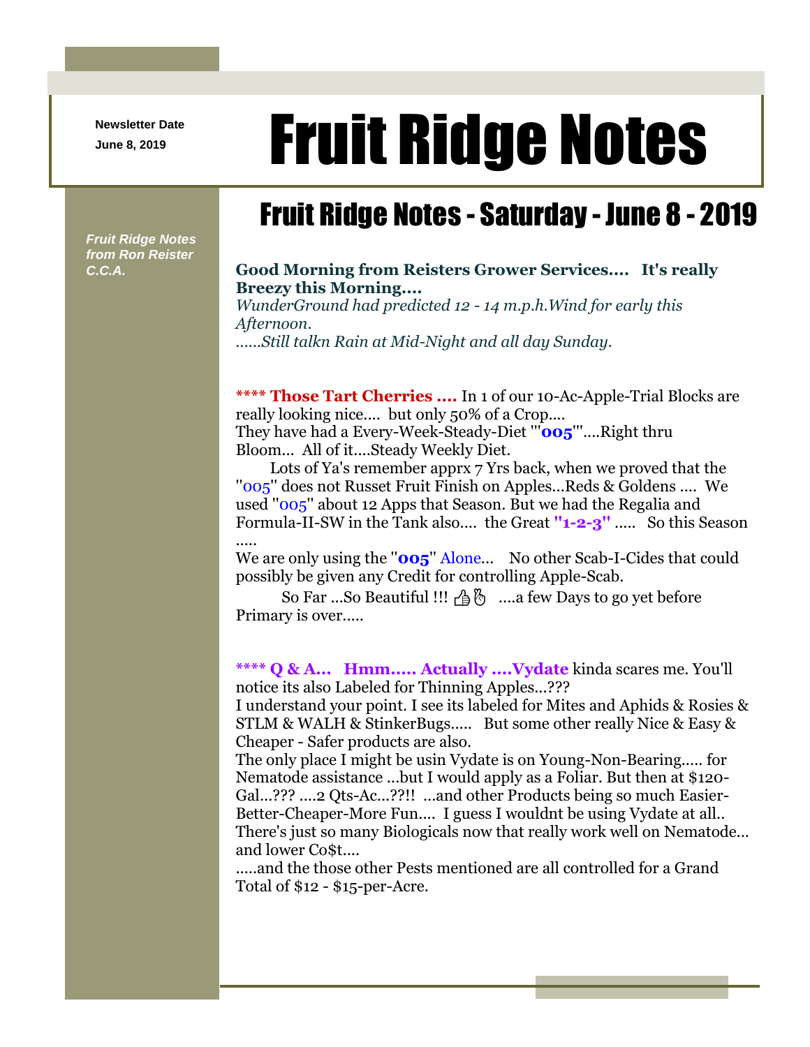Newsletter Date

June 8, 2019

# Fruit Ridge Notes

*Fruit Ridge Notes from Ron Reister C.C.A.*

## Fruit Ridge Notes - Saturday - June 8 - 2019

**Good Morning from Reisters Grower Services.... It's really Breezy this Morning....**
*WunderGround had predicted 12 - 14 m.p.h.Wind for early this Afternoon.*
*......Still talkn Rain at Mid-Night and all day Sunday.*

**\*\*\*\* Those Tart Cherries ....** In 1 of our 10-Ac-Apple-Trial Blocks are really looking nice.... but only 50% of a Crop....
They have had a Every-Week-Steady-Diet '"**005**'"....Right thru Bloom... All of it....Steady Weekly Diet.

Lots of Ya's remember apprx 7 Yrs back, when we proved that the "005" does not Russet Fruit Finish on Apples...Reds & Goldens .... We used "005" about 12 Apps that Season. But we had the Regalia and Formula-II-SW in the Tank also.... the Great **"1-2-3"** ..... So this Season .....
We are only using the "**005**" Alone... No other Scab-I-Cides that could possibly be given any Credit for controlling Apple-Scab.

So Far ...So Beautiful !!! 👍🤞 ....a few Days to go yet before Primary is over.....

**\*\*\*\* Q & A... Hmm..... Actually ....Vydate** kinda scares me. You'll notice its also Labeled for Thinning Apples...???
I understand your point. I see its labeled for Mites and Aphids & Rosies & STLM & WALH & StinkerBugs..... But some other really Nice & Easy & Cheaper - Safer products are also.
The only place I might be usin Vydate is on Young-Non-Bearing..... for Nematode assistance ...but I would apply as a Foliar. But then at $120-Gal...??? ....2 Qts-Ac...??!! ...and other Products being so much Easier-Better-Cheaper-More Fun.... I guess I wouldnt be using Vydate at all.. There's just so many Biologicals now that really work well on Nematode... and lower Co$t....
.....and the those other Pests mentioned are all controlled for a Grand Total of $12 - $15-per-Acre.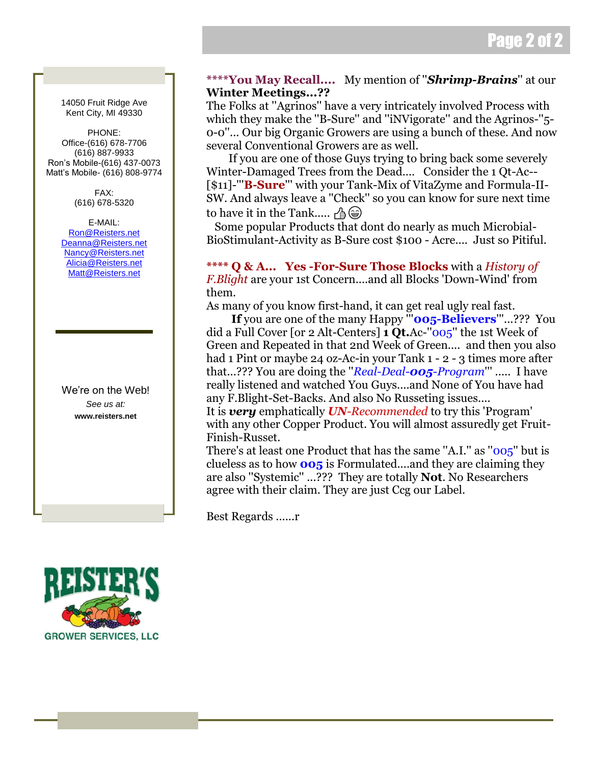14050 Fruit Ridge Ave
Kent City, MI 49330

PHONE:
Office-(616) 678-7706
(616) 887-9933
Ron's Mobile-(616) 437-0073
Matt's Mobile- (616) 808-9774

FAX:
(616) 678-5320

E-MAIL:
Ron@Reisters.net
Deanna@Reisters.net
Nancy@Reisters.net
Alicia@Reisters.net
Matt@Reisters.net

We're on the Web!
*See us at:*
**www.reisters.net**

REISTER'S
GROWER SERVICES, LLC

****You May Recall....** My mention of "***Shrimp-Brains***" at our **Winter Meetings...??**

The Folks at "Agrinos" have a very intricately involved Process with which they make the "B-Sure" and "iNVigorate" and the Agrinos-"5-0-0"... Our big Organic Growers are using a bunch of these. And now several Conventional Growers are as well.

If you are one of those Guys trying to bring back some severely Winter-Damaged Trees from the Dead.... Consider the 1 Qt-Ac--[$11]-'"**B-Sure**"' with your Tank-Mix of VitaZyme and Formula-II-SW. And always leave a "Check" so you can know for sure next time to have it in the Tank..... 👍😁

Some popular Products that dont do nearly as much Microbial-BioStimulant-Activity as B-Sure cost $100 - Acre.... Just so Pitiful.

**** **Q & A... Yes -For-Sure Those Blocks** with a *History of F.Blight* are your 1st Concern....and all Blocks 'Down-Wind' from them.

As many of you know first-hand, it can get real ugly real fast.

**If** you are one of the many Happy '"**005-Believers**"'...??? You did a Full Cover [or 2 Alt-Centers] **1 Qt.**Ac-"005" the 1st Week of Green and Repeated in that 2nd Week of Green.... and then you also had 1 Pint or maybe 24 oz-Ac-in your Tank 1 - 2 - 3 times more after that...??? You are doing the "*Real-Deal-**005**-Program*"' ..... I have really listened and watched You Guys....and None of You have had any F.Blight-Set-Backs. And also No Russeting issues....

It is ***very*** emphatically ***UN**-Recommended* to try this 'Program' with any other Copper Product. You will almost assuredly get Fruit-Finish-Russet.

There's at least one Product that has the same "A.I." as "005" but is clueless as to how **005** is Formulated....and they are claiming they are also "Systemic" ...??? They are totally **Not**. No Researchers agree with their claim. They are just Ccg our Label.

Best Regards ......r